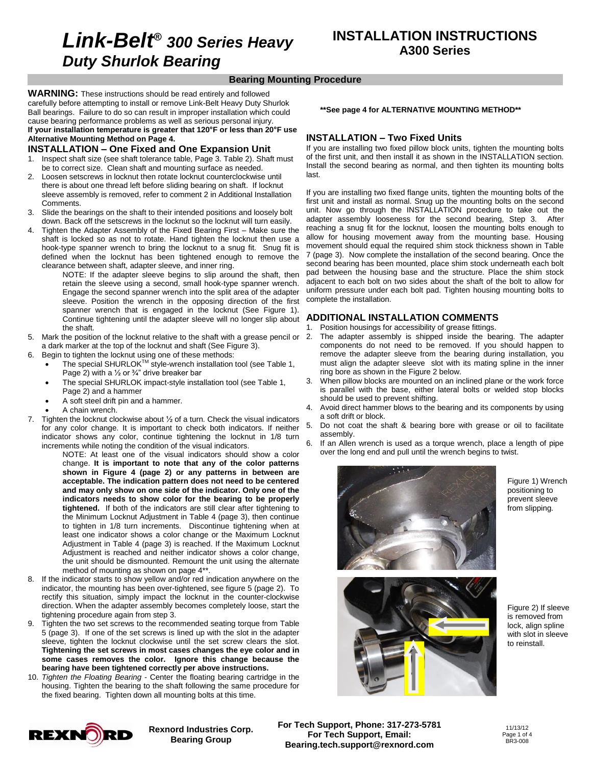# *Link-Belt® 300 Series Heavy Duty Shurlok Bearing*

## INSTALLATION INSTRUCTIONS
## A300 Series

### Bearing Mounting Procedure

**WARNING:** These instructions should be read entirely and followed carefully before attempting to install or remove Link-Belt Heavy Duty Shurlok Ball bearings. Failure to do so can result in improper installation which could cause bearing performance problems as well as serious personal injury.
**If your installation temperature is greater that 120°F or less than 20°F use Alternative Mounting Method on Page 4.**

### INSTALLATION – One Fixed and One Expansion Unit

1. Inspect shaft size (see shaft tolerance table, Page 3. Table 2). Shaft must be to correct size. Clean shaft and mounting surface as needed.
2. Loosen setscrews in locknut then rotate locknut counterclockwise until there is about one thread left before sliding bearing on shaft. If locknut sleeve assembly is removed, refer to comment 2 in Additional Installation Comments.
3. Slide the bearings on the shaft to their intended positions and loosely bolt down. Back off the setscrews in the locknut so the locknut will turn easily.
4. Tighten the Adapter Assembly of the Fixed Bearing First – Make sure the shaft is locked so as not to rotate. Hand tighten the locknut then use a hook-type spanner wrench to bring the locknut to a snug fit. Snug fit is defined when the locknut has been tightened enough to remove the clearance between shaft, adapter sleeve, and inner ring.

   NOTE: If the adapter sleeve begins to slip around the shaft, then retain the sleeve using a second, small hook-type spanner wrench. Engage the second spanner wrench into the split area of the adapter sleeve. Position the wrench in the opposing direction of the first spanner wrench that is engaged in the locknut (See Figure 1). Continue tightening until the adapter sleeve will no longer slip about the shaft.
5. Mark the position of the locknut relative to the shaft with a grease pencil or a dark marker at the top of the locknut and shaft (See Figure 3).
6. Begin to tighten the locknut using one of these methods:
   - The special SHURLOK™ style-wrench installation tool (see Table 1, Page 2) with a ½ or ¾" drive breaker bar
   - The special SHURLOK impact-style installation tool (see Table 1, Page 2) and a hammer
   - A soft steel drift pin and a hammer.
   - A chain wrench.
7. Tighten the locknut clockwise about ½ of a turn. Check the visual indicators for any color change. It is important to check both indicators. If neither indicator shows any color, continue tightening the locknut in 1/8 turn increments while noting the condition of the visual indicators.

   NOTE: At least one of the visual indicators should show a color change. **It is important to note that any of the color patterns shown in Figure 4 (page 2) or any patterns in between are acceptable. The indication pattern does not need to be centered and may only show on one side of the indicator. Only one of the indicators needs to show color for the bearing to be properly tightened.** If both of the indicators are still clear after tightening to the Minimum Locknut Adjustment in Table 4 (page 3), then continue to tighten in 1/8 turn increments. Discontinue tightening when at least one indicator shows a color change or the Maximum Locknut Adjustment in Table 4 (page 3) is reached. If the Maximum Locknut Adjustment is reached and neither indicator shows a color change, the unit should be dismounted. Remount the unit using the alternate method of mounting as shown on page 4**.
8. If the indicator starts to show yellow and/or red indication anywhere on the indicator, the mounting has been over-tightened, see figure 5 (page 2). To rectify this situation, simply impact the locknut in the counter-clockwise direction. When the adapter assembly becomes completely loose, start the tightening procedure again from step 3.
9. Tighten the two set screws to the recommended seating torque from Table 5 (page 3). If one of the set screws is lined up with the slot in the adapter sleeve, tighten the locknut clockwise until the set screw clears the slot. **Tightening the set screws in most cases changes the eye color and in some cases removes the color. Ignore this change because the bearing have been tightened correctly per above instructions.**
10. *Tighten the Floating Bearing* - Center the floating bearing cartridge in the housing. Tighten the bearing to the shaft following the same procedure for the fixed bearing. Tighten down all mounting bolts at this time.

**\*\*See page 4 for ALTERNATIVE MOUNTING METHOD\*\***

### INSTALLATION – Two Fixed Units

If you are installing two fixed pillow block units, tighten the mounting bolts of the first unit, and then install it as shown in the INSTALLATION section. Install the second bearing as normal, and then tighten its mounting bolts last.

If you are installing two fixed flange units, tighten the mounting bolts of the first unit and install as normal. Snug up the mounting bolts on the second unit. Now go through the INSTALLATION procedure to take out the adapter assembly looseness for the second bearing, Step 3. After reaching a snug fit for the locknut, loosen the mounting bolts enough to allow for housing movement away from the mounting base. Housing movement should equal the required shim stock thickness shown in Table 7 (page 3). Now complete the installation of the second bearing. Once the second bearing has been mounted, place shim stock underneath each bolt pad between the housing base and the structure. Place the shim stock adjacent to each bolt on two sides about the shaft of the bolt to allow for uniform pressure under each bolt pad. Tighten housing mounting bolts to complete the installation.

### ADDITIONAL INSTALLATION COMMENTS

1. Position housings for accessibility of grease fittings.
2. The adapter assembly is shipped inside the bearing. The adapter components do not need to be removed. If you should happen to remove the adapter sleeve from the bearing during installation, you must align the adapter sleeve slot with its mating spline in the inner ring bore as shown in the Figure 2 below.
3. When pillow blocks are mounted on an inclined plane or the work force is parallel with the base, either lateral bolts or welded stop blocks should be used to prevent shifting.
4. Avoid direct hammer blows to the bearing and its components by using a soft drift or block.
5. Do not coat the shaft & bearing bore with grease or oil to facilitate assembly.
6. If an Allen wrench is used as a torque wrench, place a length of pipe over the long end and pull until the wrench begins to twist.

Figure 1) Wrench positioning to prevent sleeve from slipping.

Figure 2) If sleeve is removed from lock, align spline with slot in sleeve to reinstall.

Rexnord Industries Corp.
Bearing Group

For Tech Support, Phone: 317-273-5781
For Tech Support, Email: Bearing.tech.support@rexnord.com

11/13/12
BR3-008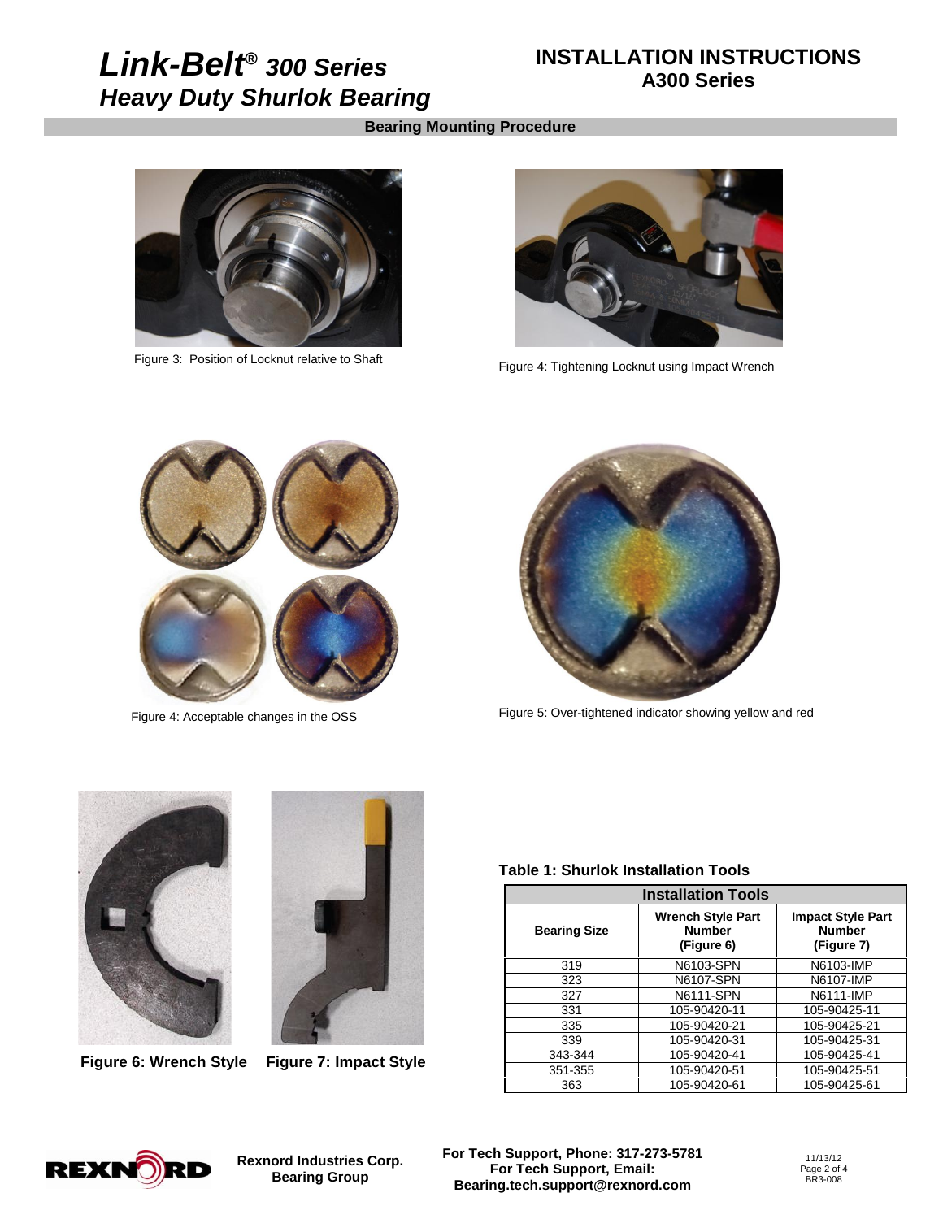## Bearing Mounting Procedure

Figure 3: Position of Locknut relative to Shaft

Figure 4: Tightening Locknut using Impact Wrench

Figure 4: Acceptable changes in the OSS

Figure 5: Over-tightened indicator showing yellow and red

**Figure 6: Wrench Style**

**Figure 7: Impact Style**

**Table 1: Shurlok Installation Tools**

| Installation Tools | | |
|---|---|---|
| **Bearing Size** | **Wrench Style Part Number (Figure 6)** | **Impact Style Part Number (Figure 7)** |
| 319 | N6103-SPN | N6103-IMP |
| 323 | N6107-SPN | N6107-IMP |
| 327 | N6111-SPN | N6111-IMP |
| 331 | 105-90420-11 | 105-90425-11 |
| 335 | 105-90420-21 | 105-90425-21 |
| 339 | 105-90420-31 | 105-90425-31 |
| 343-344 | 105-90420-41 | 105-90425-41 |
| 351-355 | 105-90420-51 | 105-90425-51 |
| 363 | 105-90420-61 | 105-90425-61 |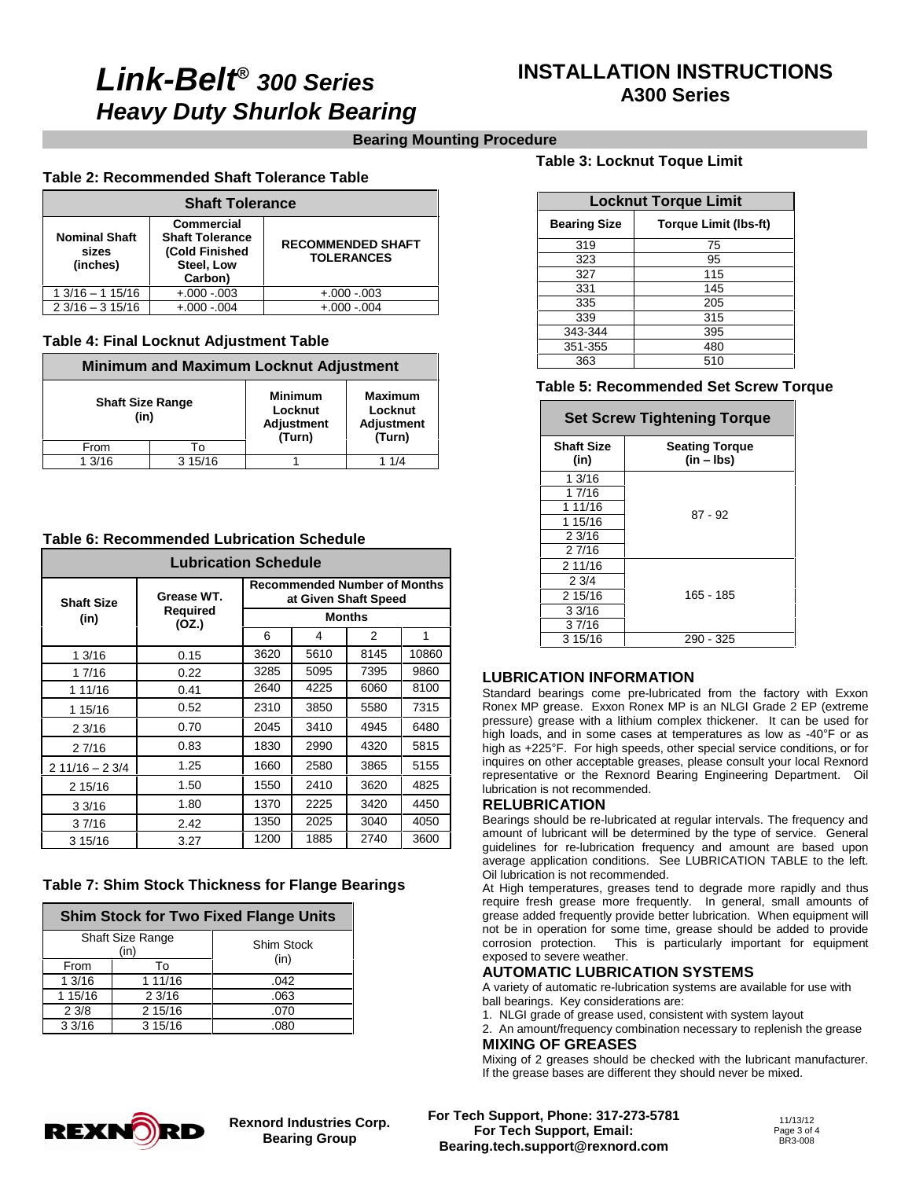# Link-Belt® 300 Series Heavy Duty Shurlok Bearing

## INSTALLATION INSTRUCTIONS A300 Series

### Bearing Mounting Procedure

**Table 2: Recommended Shaft Tolerance Table**

| Shaft Tolerance | | |
|---|---|---|
| **Nominal Shaft sizes (inches)** | **Commercial Shaft Tolerance (Cold Finished Steel, Low Carbon)** | **RECOMMENDED SHAFT TOLERANCES** |
| 1 3/16 – 1 15/16 | +.000 -.003 | +.000 -.003 |
| 2 3/16 – 3 15/16 | +.000 -.004 | +.000 -.004 |

**Table 4: Final Locknut Adjustment Table**

| Minimum and Maximum Locknut Adjustment | | | |
|---|---|---|---|
| **Shaft Size Range (in)** | | **Minimum Locknut Adjustment (Turn)** | **Maximum Locknut Adjustment (Turn)** |
| From | To | | |
| 1 3/16 | 3 15/16 | 1 | 1 1/4 |

**Table 6: Recommended Lubrication Schedule**

| Lubrication Schedule | | | | | |
|---|---|---|---|---|---|
| **Shaft Size (in)** | **Grease WT. Required (OZ.)** | **Recommended Number of Months at Given Shaft Speed** | | | |
| | | **Months** | | | |
| | | 6 | 4 | 2 | 1 |
| 1 3/16 | 0.15 | 3620 | 5610 | 8145 | 10860 |
| 1 7/16 | 0.22 | 3285 | 5095 | 7395 | 9860 |
| 1 11/16 | 0.41 | 2640 | 4225 | 6060 | 8100 |
| 1 15/16 | 0.52 | 2310 | 3850 | 5580 | 7315 |
| 2 3/16 | 0.70 | 2045 | 3410 | 4945 | 6480 |
| 2 7/16 | 0.83 | 1830 | 2990 | 4320 | 5815 |
| 2 11/16 – 2 3/4 | 1.25 | 1660 | 2580 | 3865 | 5155 |
| 2 15/16 | 1.50 | 1550 | 2410 | 3620 | 4825 |
| 3 3/16 | 1.80 | 1370 | 2225 | 3420 | 4450 |
| 3 7/16 | 2.42 | 1350 | 2025 | 3040 | 4050 |
| 3 15/16 | 3.27 | 1200 | 1885 | 2740 | 3600 |

**Table 7: Shim Stock Thickness for Flange Bearings**

| Shim Stock for Two Fixed Flange Units | | |
|---|---|---|
| Shaft Size Range (in) | | Shim Stock (in) |
| From | To | |
| 1 3/16 | 1 11/16 | .042 |
| 1 15/16 | 2 3/16 | .063 |
| 2 3/8 | 2 15/16 | .070 |
| 3 3/16 | 3 15/16 | .080 |

**Table 3: Locknut Toque Limit**

| Locknut Torque Limit | |
|---|---|
| **Bearing Size** | **Torque Limit (lbs-ft)** |
| 319 | 75 |
| 323 | 95 |
| 327 | 115 |
| 331 | 145 |
| 335 | 205 |
| 339 | 315 |
| 343-344 | 395 |
| 351-355 | 480 |
| 363 | 510 |

**Table 5: Recommended Set Screw Torque**

| Set Screw Tightening Torque | |
|---|---|
| **Shaft Size (in)** | **Seating Torque (in – lbs)** |
| 1 3/16 | 87 - 92 |
| 1 7/16 | |
| 1 11/16 | |
| 1 15/16 | |
| 2 3/16 | |
| 2 7/16 | |
| 2 11/16 | 165 - 185 |
| 2 3/4 | |
| 2 15/16 | |
| 3 3/16 | |
| 3 7/16 | |
| 3 15/16 | 290 - 325 |

### LUBRICATION INFORMATION

Standard bearings come pre-lubricated from the factory with Exxon Ronex MP grease. Exxon Ronex MP is an NLGI Grade 2 EP (extreme pressure) grease with a lithium complex thickener. It can be used for high loads, and in some cases at temperatures as low as -40°F or as high as +225°F. For high speeds, other special service conditions, or for inquires on other acceptable greases, please consult your local Rexnord representative or the Rexnord Bearing Engineering Department. Oil lubrication is not recommended.

### RELUBRICATION

Bearings should be re-lubricated at regular intervals. The frequency and amount of lubricant will be determined by the type of service. General guidelines for re-lubrication frequency and amount are based upon average application conditions. See LUBRICATION TABLE to the left. Oil lubrication is not recommended.

At High temperatures, greases tend to degrade more rapidly and thus require fresh grease more frequently. In general, small amounts of grease added frequently provide better lubrication. When equipment will not be in operation for some time, grease should be added to provide corrosion protection. This is particularly important for equipment exposed to severe weather.

### AUTOMATIC LUBRICATION SYSTEMS

A variety of automatic re-lubrication systems are available for use with ball bearings. Key considerations are:

1. NLGI grade of grease used, consistent with system layout
2. An amount/frequency combination necessary to replenish the grease

### MIXING OF GREASES

Mixing of 2 greases should be checked with the lubricant manufacturer. If the grease bases are different they should never be mixed.

Rexnord Industries Corp. Bearing Group

For Tech Support, Phone: 317-273-5781
For Tech Support, Email: Bearing.tech.support@rexnord.com

11/13/12
BR3-008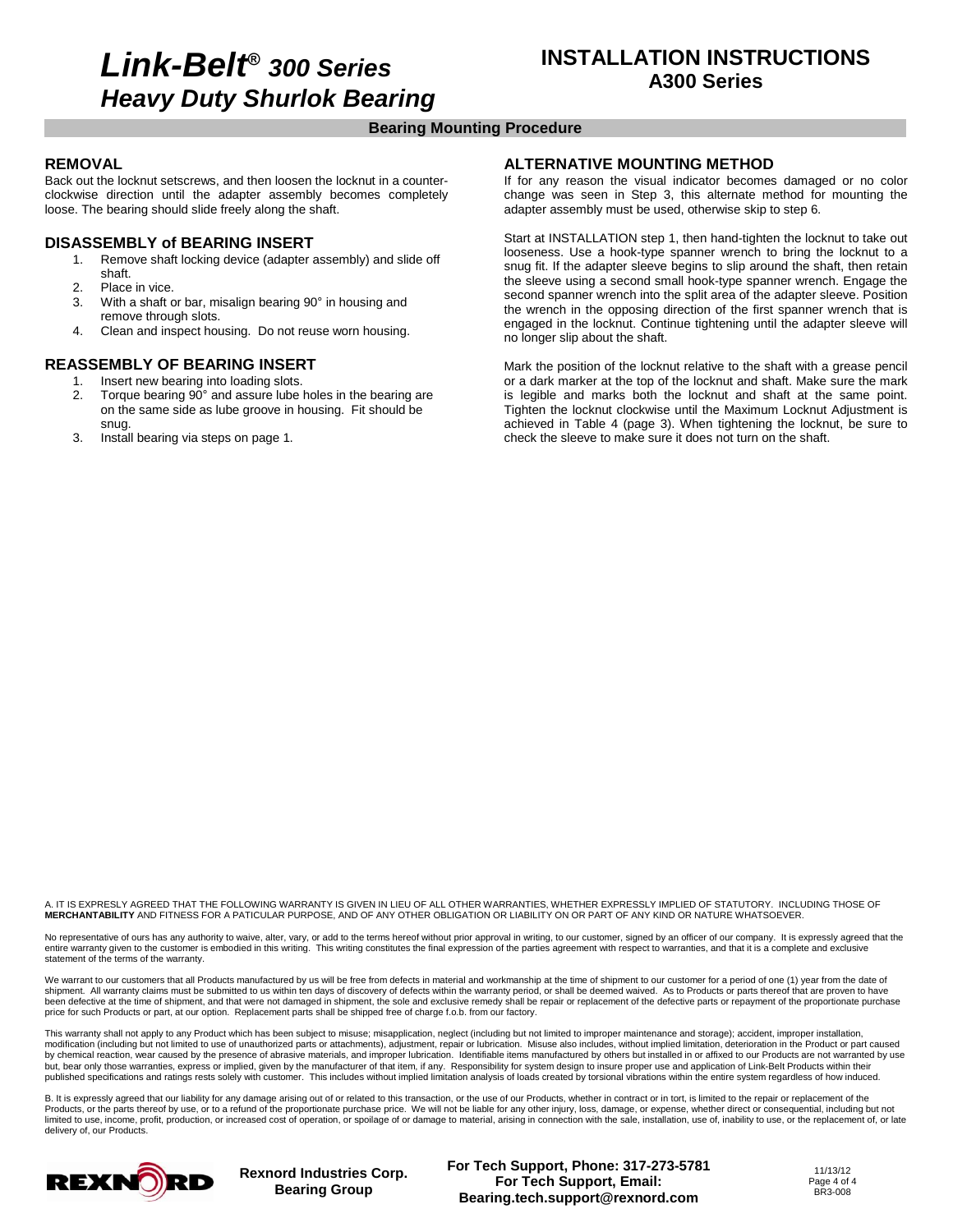# *Link-Belt® 300 Series Heavy Duty Shurlok Bearing*

## INSTALLATION INSTRUCTIONS A300 Series

### Bearing Mounting Procedure

### REMOVAL

Back out the locknut setscrews, and then loosen the locknut in a counter-clockwise direction until the adapter assembly becomes completely loose. The bearing should slide freely along the shaft.

### DISASSEMBLY of BEARING INSERT

1. Remove shaft locking device (adapter assembly) and slide off shaft.
2. Place in vice.
3. With a shaft or bar, misalign bearing 90° in housing and remove through slots.
4. Clean and inspect housing. Do not reuse worn housing.

### REASSEMBLY OF BEARING INSERT

1. Insert new bearing into loading slots.
2. Torque bearing 90° and assure lube holes in the bearing are on the same side as lube groove in housing. Fit should be snug.
3. Install bearing via steps on page 1.

### ALTERNATIVE MOUNTING METHOD

If for any reason the visual indicator becomes damaged or no color change was seen in Step 3, this alternate method for mounting the adapter assembly must be used, otherwise skip to step 6.

Start at INSTALLATION step 1, then hand-tighten the locknut to take out looseness. Use a hook-type spanner wrench to bring the locknut to a snug fit. If the adapter sleeve begins to slip around the shaft, then retain the sleeve using a second small hook-type spanner wrench. Engage the second spanner wrench into the split area of the adapter sleeve. Position the wrench in the opposing direction of the first spanner wrench that is engaged in the locknut. Continue tightening until the adapter sleeve will no longer slip about the shaft.

Mark the position of the locknut relative to the shaft with a grease pencil or a dark marker at the top of the locknut and shaft. Make sure the mark is legible and marks both the locknut and shaft at the same point. Tighten the locknut clockwise until the Maximum Locknut Adjustment is achieved in Table 4 (page 3). When tightening the locknut, be sure to check the sleeve to make sure it does not turn on the shaft.

A. IT IS EXPRESLY AGREED THAT THE FOLLOWING WARRANTY IS GIVEN IN LIEU OF ALL OTHER WARRANTIES, WHETHER EXPRESSLY IMPLIED OF STATUTORY. INCLUDING THOSE OF **MERCHANTABILITY** AND FITNESS FOR A PATICULAR PURPOSE, AND OF ANY OTHER OBLIGATION OR LIABILITY ON OR PART OF ANY KIND OR NATURE WHATSOEVER.

No representative of ours has any authority to waive, alter, vary, or add to the terms hereof without prior approval in writing, to our customer, signed by an officer of our company. It is expressly agreed that the entire warranty given to the customer is embodied in this writing. This writing constitutes the final expression of the parties agreement with respect to warranties, and that it is a complete and exclusive statement of the terms of the warranty.

We warrant to our customers that all Products manufactured by us will be free from defects in material and workmanship at the time of shipment to our customer for a period of one (1) year from the date of shipment. All warranty claims must be submitted to us within ten days of discovery of defects within the warranty period, or shall be deemed waived. As to Products or parts thereof that are proven to have been defective at the time of shipment, and that were not damaged in shipment, the sole and exclusive remedy shall be repair or replacement of the defective parts or repayment of the proportionate purchase price for such Products or part, at our option. Replacement parts shall be shipped free of charge f.o.b. from our factory.

This warranty shall not apply to any Product which has been subject to misuse; misapplication, neglect (including but not limited to improper maintenance and storage); accident, improper installation, modification (including but not limited to use of unauthorized parts or attachments), adjustment, repair or lubrication. Misuse also includes, without implied limitation, deterioration in the Product or part caused by chemical reaction, wear caused by the presence of abrasive materials, and improper lubrication. Identifiable items manufactured by others but installed in or affixed to our Products are not warranted by use but, bear only those warranties, express or implied, given by the manufacturer of that item, if any. Responsibility for system design to insure proper use and application of Link-Belt Products within their published specifications and ratings rests solely with customer. This includes without implied limitation analysis of loads created by torsional vibrations within the entire system regardless of how induced.

B. It is expressly agreed that our liability for any damage arising out of or related to this transaction, or the use of our Products, whether in contract or in tort, is limited to the repair or replacement of the Products, or the parts thereof by use, or to a refund of the proportionate purchase price. We will not be liable for any other injury, loss, damage, or expense, whether direct or consequential, including but not limited to use, income, profit, production, or increased cost of operation, or spoilage of or damage to material, arising in connection with the sale, installation, use of, inability to use, or the replacement of, or late delivery of, our Products.

REXNORD

**Rexnord Industries Corp. Bearing Group**

**For Tech Support, Phone: 317-273-5781**
**For Tech Support, Email: Bearing.tech.support@rexnord.com**

11/13/12
BR3-008